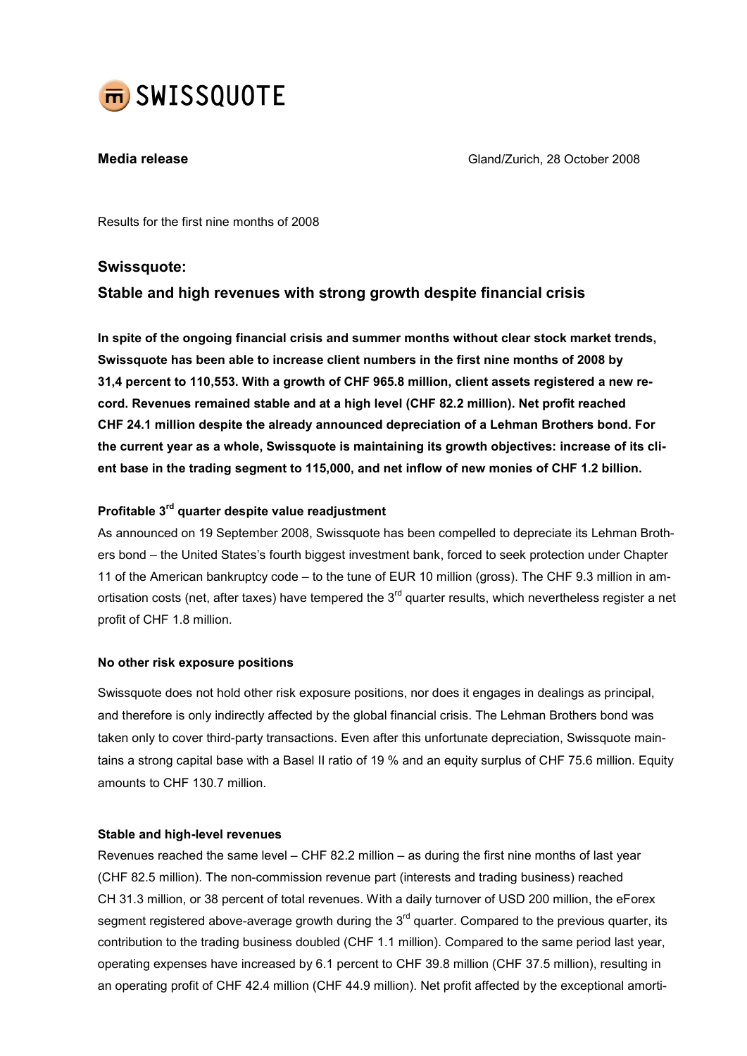SWISSQUOTE

**Media release** Gland/Zurich, 28 October 2008

Results for the first nine months of 2008

## Swissquote:
## Stable and high revenues with strong growth despite financial crisis

**In spite of the ongoing financial crisis and summer months without clear stock market trends, Swissquote has been able to increase client numbers in the first nine months of 2008 by 31,4 percent to 110,553. With a growth of CHF 965.8 million, client assets registered a new record. Revenues remained stable and at a high level (CHF 82.2 million). Net profit reached CHF 24.1 million despite the already announced depreciation of a Lehman Brothers bond. For the current year as a whole, Swissquote is maintaining its growth objectives: increase of its client base in the trading segment to 115,000, and net inflow of new monies of CHF 1.2 billion.**

### Profitable 3rd quarter despite value readjustment

As announced on 19 September 2008, Swissquote has been compelled to depreciate its Lehman Brothers bond – the United States's fourth biggest investment bank, forced to seek protection under Chapter 11 of the American bankruptcy code – to the tune of EUR 10 million (gross). The CHF 9.3 million in amortisation costs (net, after taxes) have tempered the 3rd quarter results, which nevertheless register a net profit of CHF 1.8 million.

### No other risk exposure positions

Swissquote does not hold other risk exposure positions, nor does it engages in dealings as principal, and therefore is only indirectly affected by the global financial crisis. The Lehman Brothers bond was taken only to cover third-party transactions. Even after this unfortunate depreciation, Swissquote maintains a strong capital base with a Basel II ratio of 19 % and an equity surplus of CHF 75.6 million. Equity amounts to CHF 130.7 million.

### Stable and high-level revenues

Revenues reached the same level – CHF 82.2 million – as during the first nine months of last year (CHF 82.5 million). The non-commission revenue part (interests and trading business) reached CH 31.3 million, or 38 percent of total revenues. With a daily turnover of USD 200 million, the eForex segment registered above-average growth during the 3rd quarter. Compared to the previous quarter, its contribution to the trading business doubled (CHF 1.1 million). Compared to the same period last year, operating expenses have increased by 6.1 percent to CHF 39.8 million (CHF 37.5 million), resulting in an operating profit of CHF 42.4 million (CHF 44.9 million). Net profit affected by the exceptional amorti-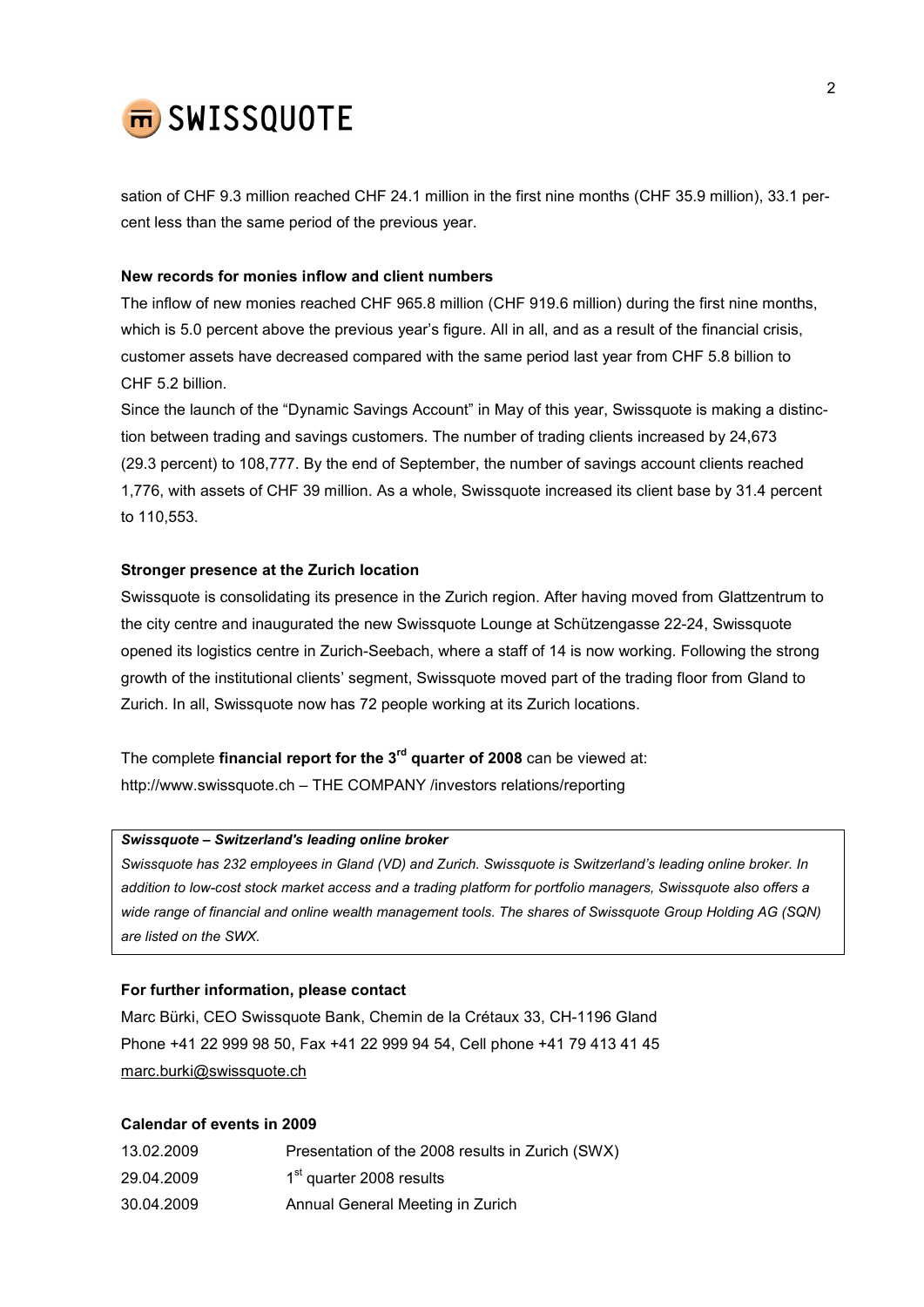sation of CHF 9.3 million reached CHF 24.1 million in the first nine months (CHF 35.9 million), 33.1 percent less than the same period of the previous year.

**New records for monies inflow and client numbers**

The inflow of new monies reached CHF 965.8 million (CHF 919.6 million) during the first nine months, which is 5.0 percent above the previous year's figure. All in all, and as a result of the financial crisis, customer assets have decreased compared with the same period last year from CHF 5.8 billion to CHF 5.2 billion.

Since the launch of the "Dynamic Savings Account" in May of this year, Swissquote is making a distinction between trading and savings customers. The number of trading clients increased by 24,673 (29.3 percent) to 108,777. By the end of September, the number of savings account clients reached 1,776, with assets of CHF 39 million. As a whole, Swissquote increased its client base by 31.4 percent to 110,553.

**Stronger presence at the Zurich location**

Swissquote is consolidating its presence in the Zurich region. After having moved from Glattzentrum to the city centre and inaugurated the new Swissquote Lounge at Schützengasse 22-24, Swissquote opened its logistics centre in Zurich-Seebach, where a staff of 14 is now working. Following the strong growth of the institutional clients' segment, Swissquote moved part of the trading floor from Gland to Zurich. In all, Swissquote now has 72 people working at its Zurich locations.

The complete **financial report for the 3rd quarter of 2008** can be viewed at:
http://www.swissquote.ch – THE COMPANY /investors relations/reporting

***Swissquote – Switzerland's leading online broker***

*Swissquote has 232 employees in Gland (VD) and Zurich. Swissquote is Switzerland's leading online broker. In addition to low-cost stock market access and a trading platform for portfolio managers, Swissquote also offers a wide range of financial and online wealth management tools. The shares of Swissquote Group Holding AG (SQN) are listed on the SWX.*

**For further information, please contact**

Marc Bürki, CEO Swissquote Bank, Chemin de la Crétaux 33, CH-1196 Gland
Phone +41 22 999 98 50, Fax +41 22 999 94 54, Cell phone +41 79 413 41 45
marc.burki@swissquote.ch

**Calendar of events in 2009**

| | |
|---|---|
| 13.02.2009 | Presentation of the 2008 results in Zurich (SWX) |
| 29.04.2009 | 1st quarter 2008 results |
| 30.04.2009 | Annual General Meeting in Zurich |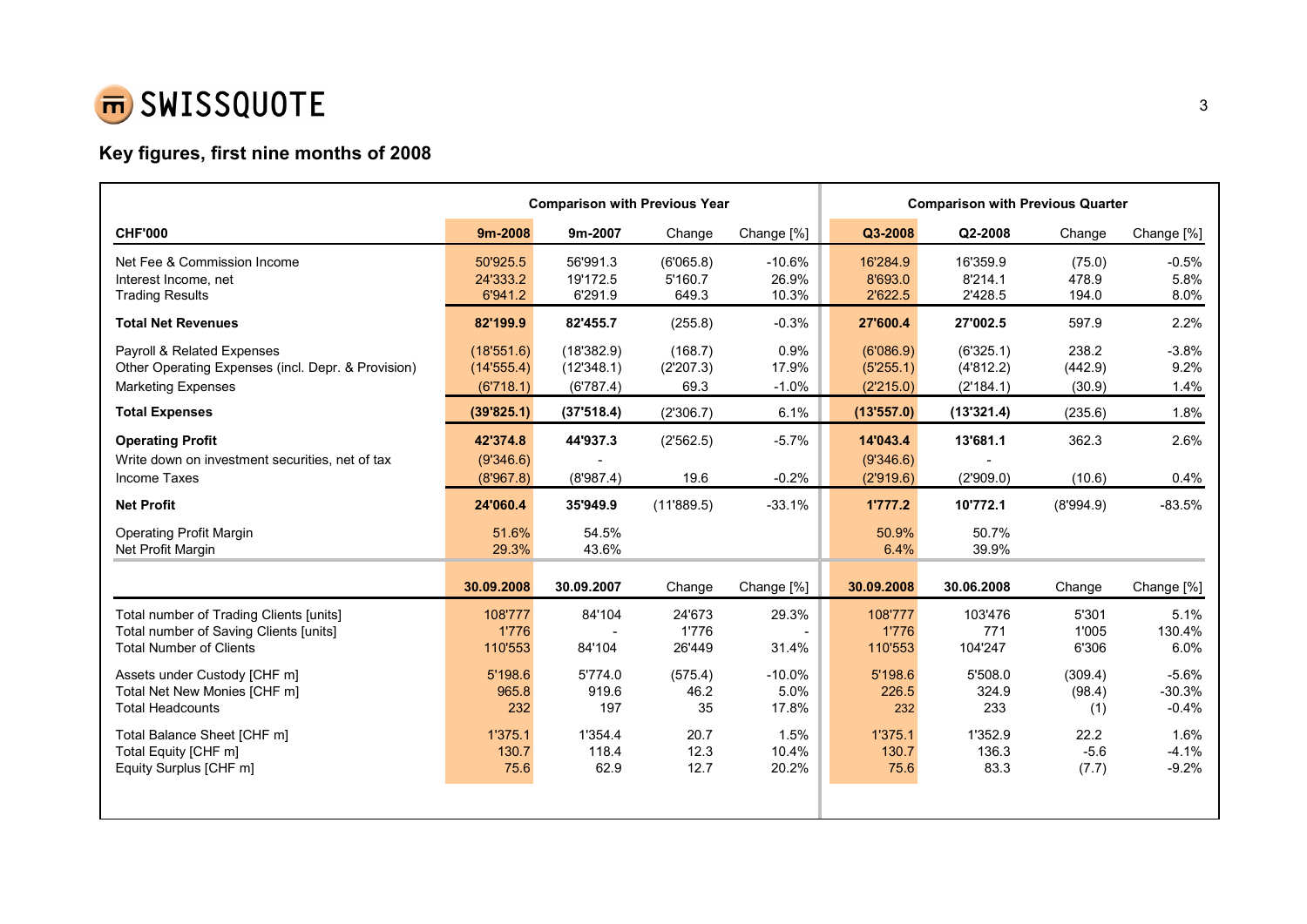SWISSQUOTE

## Key figures, first nine months of 2008

| | Comparison with Previous Year | | | | Comparison with Previous Quarter | | | |
|---|---|---|---|---|---|---|---|---|
| **CHF'000** | **9m-2008** | **9m-2007** | Change | Change [%] | **Q3-2008** | **Q2-2008** | Change | Change [%] |
| Net Fee & Commission Income | 50'925.5 | 56'991.3 | (6'065.8) | -10.6% | 16'284.9 | 16'359.9 | (75.0) | -0.5% |
| Interest Income, net | 24'333.2 | 19'172.5 | 5'160.7 | 26.9% | 8'693.0 | 8'214.1 | 478.9 | 5.8% |
| Trading Results | 6'941.2 | 6'291.9 | 649.3 | 10.3% | 2'622.5 | 2'428.5 | 194.0 | 8.0% |
| **Total Net Revenues** | **82'199.9** | **82'455.7** | (255.8) | -0.3% | **27'600.4** | **27'002.5** | 597.9 | 2.2% |
| Payroll & Related Expenses | (18'551.6) | (18'382.9) | (168.7) | 0.9% | (6'086.9) | (6'325.1) | 238.2 | -3.8% |
| Other Operating Expenses (incl. Depr. & Provision) | (14'555.4) | (12'348.1) | (2'207.3) | 17.9% | (5'255.1) | (4'812.2) | (442.9) | 9.2% |
| Marketing Expenses | (6'718.1) | (6'787.4) | 69.3 | -1.0% | (2'215.0) | (2'184.1) | (30.9) | 1.4% |
| **Total Expenses** | **(39'825.1)** | **(37'518.4)** | (2'306.7) | 6.1% | **(13'557.0)** | **(13'321.4)** | (235.6) | 1.8% |
| **Operating Profit** | **42'374.8** | **44'937.3** | (2'562.5) | -5.7% | **14'043.4** | **13'681.1** | 362.3 | 2.6% |
| Write down on investment securities, net of tax | (9'346.6) | - | | | (9'346.6) | - | | |
| Income Taxes | (8'967.8) | (8'987.4) | 19.6 | -0.2% | (2'919.6) | (2'909.0) | (10.6) | 0.4% |
| **Net Profit** | **24'060.4** | **35'949.9** | (11'889.5) | -33.1% | **1'777.2** | **10'772.1** | (8'994.9) | -83.5% |
| Operating Profit Margin | 51.6% | 54.5% | | | 50.9% | 50.7% | | |
| Net Profit Margin | 29.3% | 43.6% | | | 6.4% | 39.9% | | |
| | **30.09.2008** | **30.09.2007** | Change | Change [%] | **30.09.2008** | **30.06.2008** | Change | Change [%] |
| Total number of Trading Clients [units] | 108'777 | 84'104 | 24'673 | 29.3% | 108'777 | 103'476 | 5'301 | 5.1% |
| Total number of Saving Clients [units] | 1'776 | - | 1'776 | - | 1'776 | 771 | 1'005 | 130.4% |
| Total Number of Clients | 110'553 | 84'104 | 26'449 | 31.4% | 110'553 | 104'247 | 6'306 | 6.0% |
| Assets under Custody [CHF m] | 5'198.6 | 5'774.0 | (575.4) | -10.0% | 5'198.6 | 5'508.0 | (309.4) | -5.6% |
| Total Net New Monies [CHF m] | 965.8 | 919.6 | 46.2 | 5.0% | 226.5 | 324.9 | (98.4) | -30.3% |
| Total Headcounts | 232 | 197 | 35 | 17.8% | 232 | 233 | (1) | -0.4% |
| Total Balance Sheet [CHF m] | 1'375.1 | 1'354.4 | 20.7 | 1.5% | 1'375.1 | 1'352.9 | 22.2 | 1.6% |
| Total Equity [CHF m] | 130.7 | 118.4 | 12.3 | 10.4% | 130.7 | 136.3 | -5.6 | -4.1% |
| Equity Surplus [CHF m] | 75.6 | 62.9 | 12.7 | 20.2% | 75.6 | 83.3 | (7.7) | -9.2% |